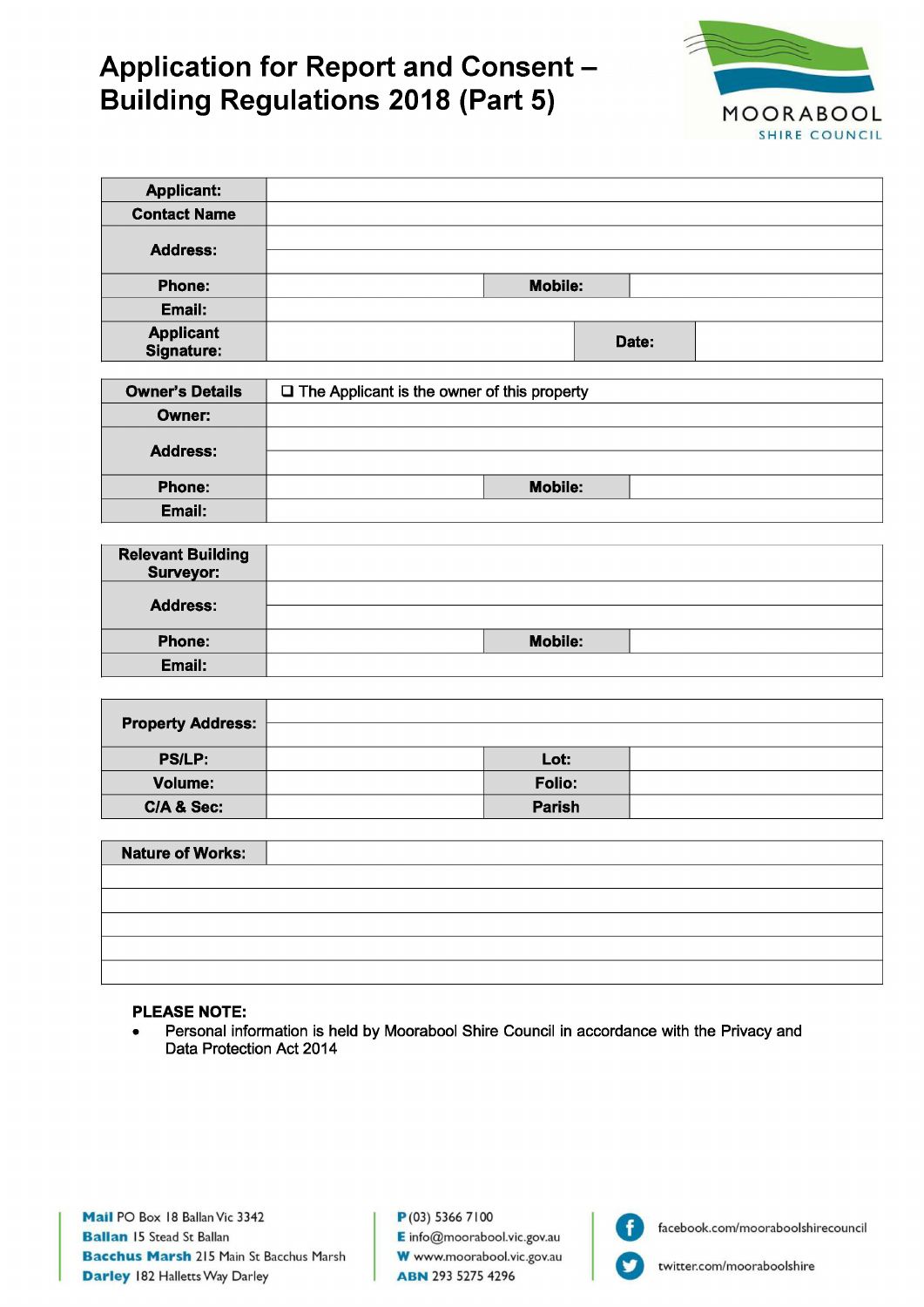# Application for Report and Consent – Building Regulations 2018 (Part 5)

MOORABOOL SHIRE COUNCIL

| | | | |
|---|---|---|---|
| **Applicant:** | | | |
| **Contact Name** | | | |
| **Address:** | | | |
| | | | |
| **Phone:** | | **Mobile:** | |
| **Email:** | | | |
| **Applicant Signature:** | | **Date:** | |

| | | | |
|---|---|---|---|
| **Owner's Details** | ❑ The Applicant is the owner of this property | | |
| **Owner:** | | | |
| **Address:** | | | |
| | | | |
| **Phone:** | | **Mobile:** | |
| **Email:** | | | |

| | | | |
|---|---|---|---|
| **Relevant Building Surveyor:** | | | |
| **Address:** | | | |
| | | | |
| **Phone:** | | **Mobile:** | |
| **Email:** | | | |

| | | | |
|---|---|---|---|
| **Property Address:** | | | |
| | | | |
| **PS/LP:** | | **Lot:** | |
| **Volume:** | | **Folio:** | |
| **C/A & Sec:** | | **Parish** | |

| | |
|---|---|
| **Nature of Works:** | |
| | |
| | |
| | |
| | |
| | |

**PLEASE NOTE:**

- Personal information is held by Moorabool Shire Council in accordance with the Privacy and Data Protection Act 2014

**Mail** PO Box 18 Ballan Vic 3342
**Ballan** 15 Stead St Ballan
**Bacchus Marsh** 215 Main St Bacchus Marsh
**Darley** 182 Halletts Way Darley

**P** (03) 5366 7100
**E** info@moorabool.vic.gov.au
**W** www.moorabool.vic.gov.au
**ABN** 293 5275 4296

facebook.com/mooraboolshirecouncil
twitter.com/mooraboolshire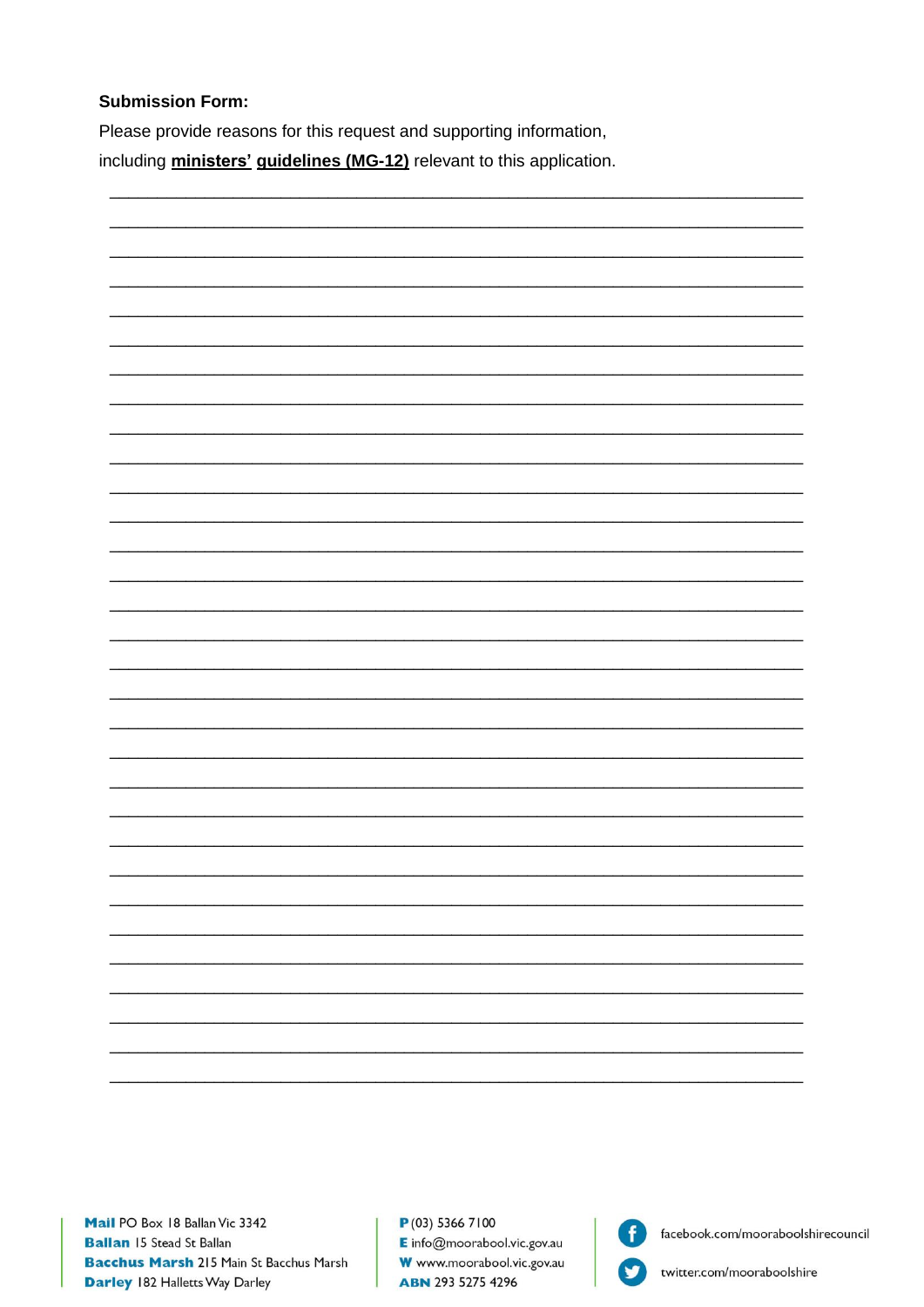**Submission Form:**

Please provide reasons for this request and supporting information, including **ministers' guidelines (MG-12)** relevant to this application.

\_\_\_\_\_\_\_\_\_\_\_\_\_\_\_\_\_\_\_\_\_\_\_\_\_\_\_\_\_\_\_\_\_\_\_\_\_\_\_\_\_\_\_\_\_\_\_\_\_\_\_\_\_\_\_\_\_\_\_\_\_\_\_\_\_\_\_\_\_\_\_\_\_\_\_\_

\_\_\_\_\_\_\_\_\_\_\_\_\_\_\_\_\_\_\_\_\_\_\_\_\_\_\_\_\_\_\_\_\_\_\_\_\_\_\_\_\_\_\_\_\_\_\_\_\_\_\_\_\_\_\_\_\_\_\_\_\_\_\_\_\_\_\_\_\_\_\_\_\_\_\_\_

\_\_\_\_\_\_\_\_\_\_\_\_\_\_\_\_\_\_\_\_\_\_\_\_\_\_\_\_\_\_\_\_\_\_\_\_\_\_\_\_\_\_\_\_\_\_\_\_\_\_\_\_\_\_\_\_\_\_\_\_\_\_\_\_\_\_\_\_\_\_\_\_\_\_\_\_

\_\_\_\_\_\_\_\_\_\_\_\_\_\_\_\_\_\_\_\_\_\_\_\_\_\_\_\_\_\_\_\_\_\_\_\_\_\_\_\_\_\_\_\_\_\_\_\_\_\_\_\_\_\_\_\_\_\_\_\_\_\_\_\_\_\_\_\_\_\_\_\_\_\_\_\_

\_\_\_\_\_\_\_\_\_\_\_\_\_\_\_\_\_\_\_\_\_\_\_\_\_\_\_\_\_\_\_\_\_\_\_\_\_\_\_\_\_\_\_\_\_\_\_\_\_\_\_\_\_\_\_\_\_\_\_\_\_\_\_\_\_\_\_\_\_\_\_\_\_\_\_\_

\_\_\_\_\_\_\_\_\_\_\_\_\_\_\_\_\_\_\_\_\_\_\_\_\_\_\_\_\_\_\_\_\_\_\_\_\_\_\_\_\_\_\_\_\_\_\_\_\_\_\_\_\_\_\_\_\_\_\_\_\_\_\_\_\_\_\_\_\_\_\_\_\_\_\_\_

\_\_\_\_\_\_\_\_\_\_\_\_\_\_\_\_\_\_\_\_\_\_\_\_\_\_\_\_\_\_\_\_\_\_\_\_\_\_\_\_\_\_\_\_\_\_\_\_\_\_\_\_\_\_\_\_\_\_\_\_\_\_\_\_\_\_\_\_\_\_\_\_\_\_\_\_

\_\_\_\_\_\_\_\_\_\_\_\_\_\_\_\_\_\_\_\_\_\_\_\_\_\_\_\_\_\_\_\_\_\_\_\_\_\_\_\_\_\_\_\_\_\_\_\_\_\_\_\_\_\_\_\_\_\_\_\_\_\_\_\_\_\_\_\_\_\_\_\_\_\_\_\_

\_\_\_\_\_\_\_\_\_\_\_\_\_\_\_\_\_\_\_\_\_\_\_\_\_\_\_\_\_\_\_\_\_\_\_\_\_\_\_\_\_\_\_\_\_\_\_\_\_\_\_\_\_\_\_\_\_\_\_\_\_\_\_\_\_\_\_\_\_\_\_\_\_\_\_\_

\_\_\_\_\_\_\_\_\_\_\_\_\_\_\_\_\_\_\_\_\_\_\_\_\_\_\_\_\_\_\_\_\_\_\_\_\_\_\_\_\_\_\_\_\_\_\_\_\_\_\_\_\_\_\_\_\_\_\_\_\_\_\_\_\_\_\_\_\_\_\_\_\_\_\_\_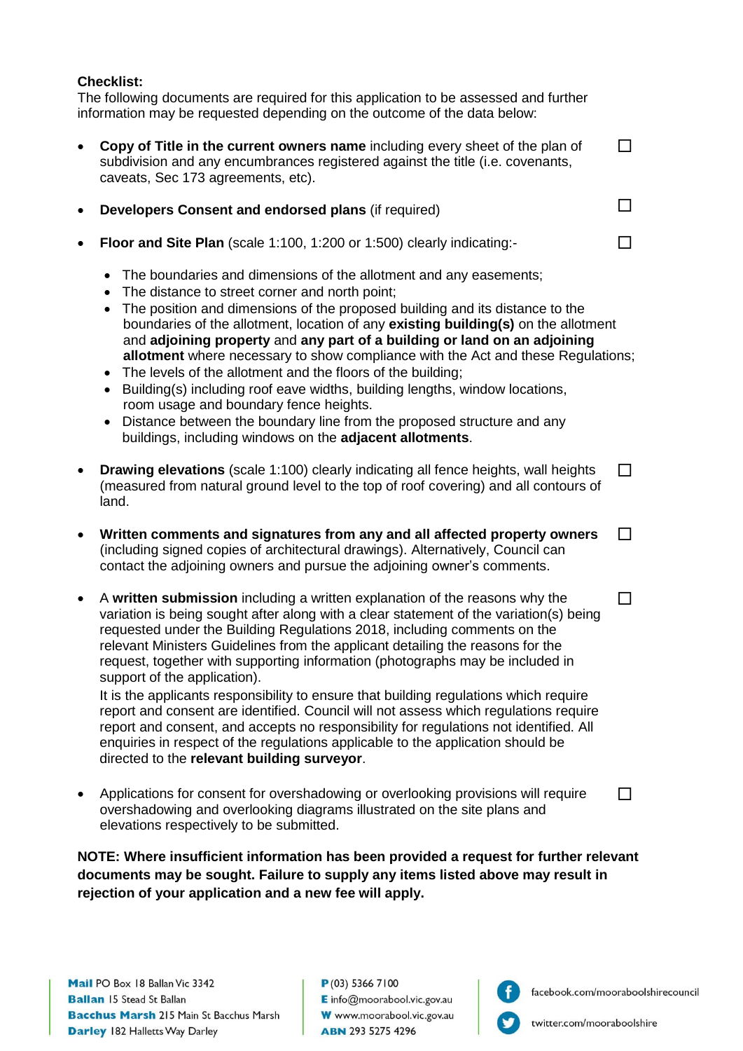**Checklist:**

The following documents are required for this application to be assessed and further information may be requested depending on the outcome of the data below:

- **Copy of Title in the current owners name** including every sheet of the plan of subdivision and any encumbrances registered against the title (i.e. covenants, caveats, Sec 173 agreements, etc). ☐

- **Developers Consent and endorsed plans** (if required) ☐

- **Floor and Site Plan** (scale 1:100, 1:200 or 1:500) clearly indicating:- ☐

  - The boundaries and dimensions of the allotment and any easements;
  - The distance to street corner and north point;
  - The position and dimensions of the proposed building and its distance to the boundaries of the allotment, location of any **existing building(s)** on the allotment and **adjoining property** and **any part of a building or land on an adjoining allotment** where necessary to show compliance with the Act and these Regulations;
  - The levels of the allotment and the floors of the building;
  - Building(s) including roof eave widths, building lengths, window locations, room usage and boundary fence heights.
  - Distance between the boundary line from the proposed structure and any buildings, including windows on the **adjacent allotments**.

- **Drawing elevations** (scale 1:100) clearly indicating all fence heights, wall heights (measured from natural ground level to the top of roof covering) and all contours of land. ☐

- **Written comments and signatures from any and all affected property owners** (including signed copies of architectural drawings). Alternatively, Council can contact the adjoining owners and pursue the adjoining owner's comments. ☐

- A **written submission** including a written explanation of the reasons why the variation is being sought after along with a clear statement of the variation(s) being requested under the Building Regulations 2018, including comments on the relevant Ministers Guidelines from the applicant detailing the reasons for the request, together with supporting information (photographs may be included in support of the application). ☐

  It is the applicants responsibility to ensure that building regulations which require report and consent are identified. Council will not assess which regulations require report and consent, and accepts no responsibility for regulations not identified. All enquiries in respect of the regulations applicable to the application should be directed to the **relevant building surveyor**.

- Applications for consent for overshadowing or overlooking provisions will require overshadowing and overlooking diagrams illustrated on the site plans and elevations respectively to be submitted. ☐

**NOTE: Where insufficient information has been provided a request for further relevant documents may be sought. Failure to supply any items listed above may result in rejection of your application and a new fee will apply.**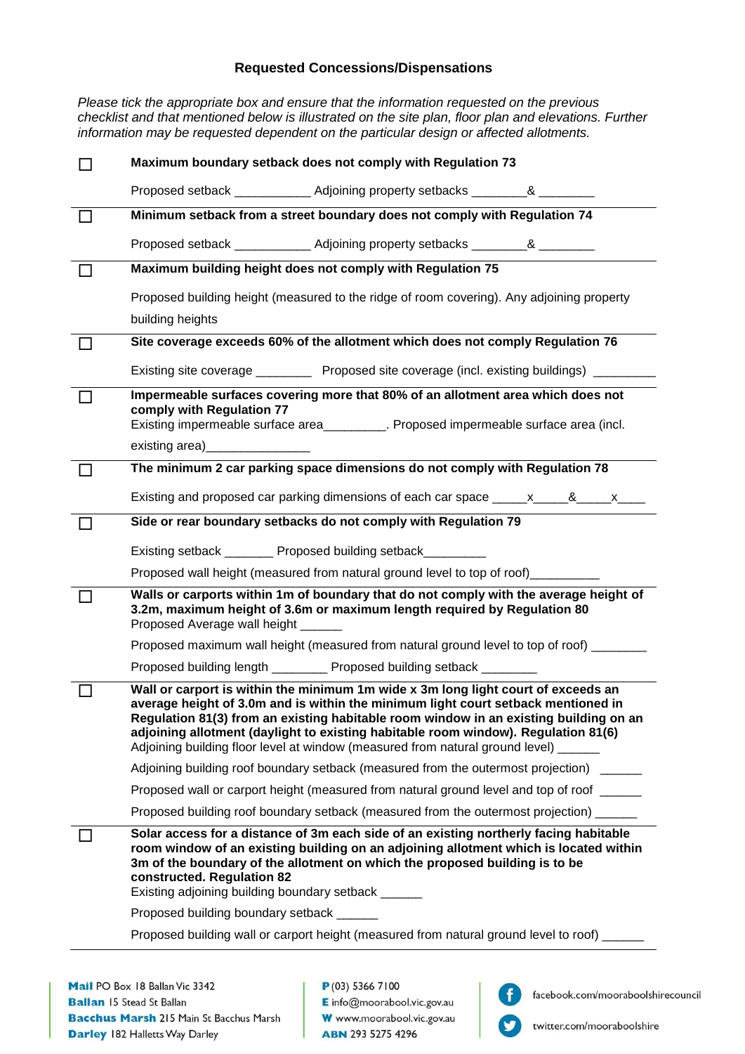## Requested Concessions/Dispensations

*Please tick the appropriate box and ensure that the information requested on the previous checklist and that mentioned below is illustrated on the site plan, floor plan and elevations. Further information may be requested dependent on the particular design or affected allotments.*

☐ **Maximum boundary setback does not comply with Regulation 73**

Proposed setback ___________ Adjoining property setbacks ________& ________

---

☐ **Minimum setback from a street boundary does not comply with Regulation 74**

Proposed setback ___________ Adjoining property setbacks ________& ________

---

☐ **Maximum building height does not comply with Regulation 75**

Proposed building height (measured to the ridge of room covering). Any adjoining property building heights

---

☐ **Site coverage exceeds 60% of the allotment which does not comply Regulation 76**

Existing site coverage ________ Proposed site coverage (incl. existing buildings) _________

---

☐ **Impermeable surfaces covering more that 80% of an allotment area which does not comply with Regulation 77**

Existing impermeable surface area_________. Proposed impermeable surface area (incl. existing area)_______________

---

☐ **The minimum 2 car parking space dimensions do not comply with Regulation 78**

Existing and proposed car parking dimensions of each car space _____x_____&_____x____

---

☐ **Side or rear boundary setbacks do not comply with Regulation 79**

Existing setback _______ Proposed building setback_________

Proposed wall height (measured from natural ground level to top of roof)__________

---

☐ **Walls or carports within 1m of boundary that do not comply with the average height of 3.2m, maximum height of 3.6m or maximum length required by Regulation 80**

Proposed Average wall height ______

Proposed maximum wall height (measured from natural ground level to top of roof) ________

Proposed building length ________ Proposed building setback ________

---

☐ **Wall or carport is within the minimum 1m wide x 3m long light court of exceeds an average height of 3.0m and is within the minimum light court setback mentioned in Regulation 81(3) from an existing habitable room window in an existing building on an adjoining allotment (daylight to existing habitable room window). Regulation 81(6)**

Adjoining building floor level at window (measured from natural ground level) ______

Adjoining building roof boundary setback (measured from the outermost projection) ______

Proposed wall or carport height (measured from natural ground level and top of roof ______

Proposed building roof boundary setback (measured from the outermost projection) ______

---

☐ **Solar access for a distance of 3m each side of an existing northerly facing habitable room window of an existing building on an adjoining allotment which is located within 3m of the boundary of the allotment on which the proposed building is to be constructed. Regulation 82**

Existing adjoining building boundary setback ______

Proposed building boundary setback ______

Proposed building wall or carport height (measured from natural ground level to roof) ______

---

**Mail** PO Box 18 Ballan Vic 3342
**Ballan** 15 Stead St Ballan
**Bacchus Marsh** 215 Main St Bacchus Marsh
**Darley** 182 Halletts Way Darley

**P** (03) 5366 7100
**E** info@moorabool.vic.gov.au
**W** www.moorabool.vic.gov.au
**ABN** 293 5275 4296

facebook.com/mooraboolshirecouncil
twitter.com/mooraboolshire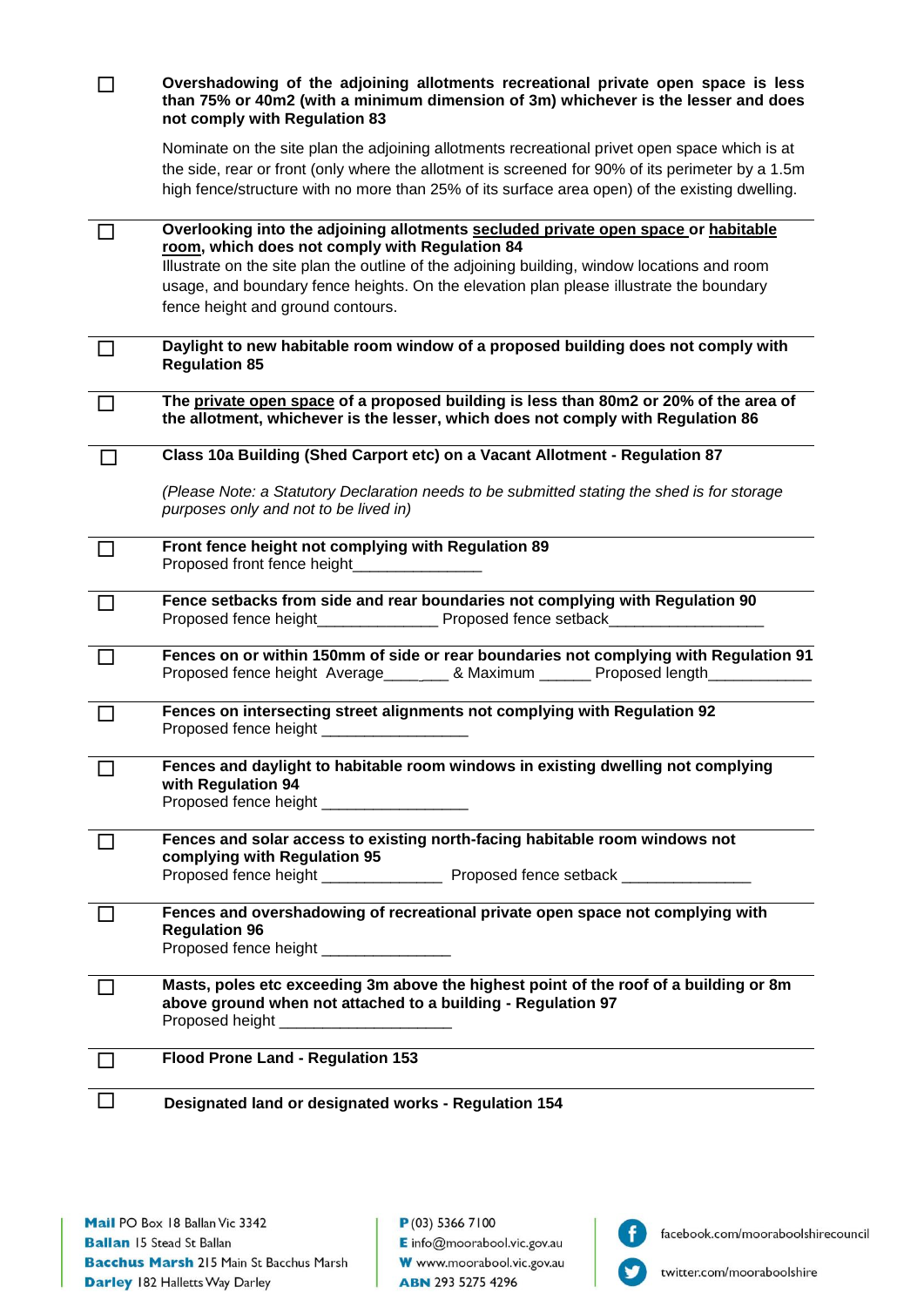- [ ] **Overshadowing of the adjoining allotments recreational private open space is less than 75% or 40m2 (with a minimum dimension of 3m) whichever is the lesser and does not comply with Regulation 83**

  Nominate on the site plan the adjoining allotments recreational privet open space which is at the side, rear or front (only where the allotment is screened for 90% of its perimeter by a 1.5m high fence/structure with no more than 25% of its surface area open) of the existing dwelling.

- [ ] **Overlooking into the adjoining allotments secluded private open space or habitable room, which does not comply with Regulation 84**
  Illustrate on the site plan the outline of the adjoining building, window locations and room usage, and boundary fence heights. On the elevation plan please illustrate the boundary fence height and ground contours.

- [ ] **Daylight to new habitable room window of a proposed building does not comply with Regulation 85**

- [ ] **The private open space of a proposed building is less than 80m2 or 20% of the area of the allotment, whichever is the lesser, which does not comply with Regulation 86**

- [ ] **Class 10a Building (Shed Carport etc) on a Vacant Allotment - Regulation 87**

  *(Please Note: a Statutory Declaration needs to be submitted stating the shed is for storage purposes only and not to be lived in)*

- [ ] **Front fence height not complying with Regulation 89**
  Proposed front fence height_______________

- [ ] **Fence setbacks from side and rear boundaries not complying with Regulation 90**
  Proposed fence height______________ Proposed fence setback__________________

- [ ] **Fences on or within 150mm of side or rear boundaries not complying with Regulation 91**
  Proposed fence height Average________ & Maximum ______ Proposed length____________

- [ ] **Fences on intersecting street alignments not complying with Regulation 92**
  Proposed fence height _________________

- [ ] **Fences and daylight to habitable room windows in existing dwelling not complying with Regulation 94**
  Proposed fence height _________________

- [ ] **Fences and solar access to existing north-facing habitable room windows not complying with Regulation 95**
  Proposed fence height ______________ Proposed fence setback _______________

- [ ] **Fences and overshadowing of recreational private open space not complying with Regulation 96**
  Proposed fence height _______________

- [ ] **Masts, poles etc exceeding 3m above the highest point of the roof of a building or 8m above ground when not attached to a building - Regulation 97**
  Proposed height ____________________

- [ ] **Flood Prone Land - Regulation 153**

- [ ] **Designated land or designated works - Regulation 154**

**Mail** PO Box 18 Ballan Vic 3342
**Ballan** 15 Stead St Ballan
**Bacchus Marsh** 215 Main St Bacchus Marsh
**Darley** 182 Halletts Way Darley

**P** (03) 5366 7100
**E** info@moorabool.vic.gov.au
**W** www.moorabool.vic.gov.au
**ABN** 293 5275 4296

facebook.com/mooraboolshirecouncil
twitter.com/mooraboolshire